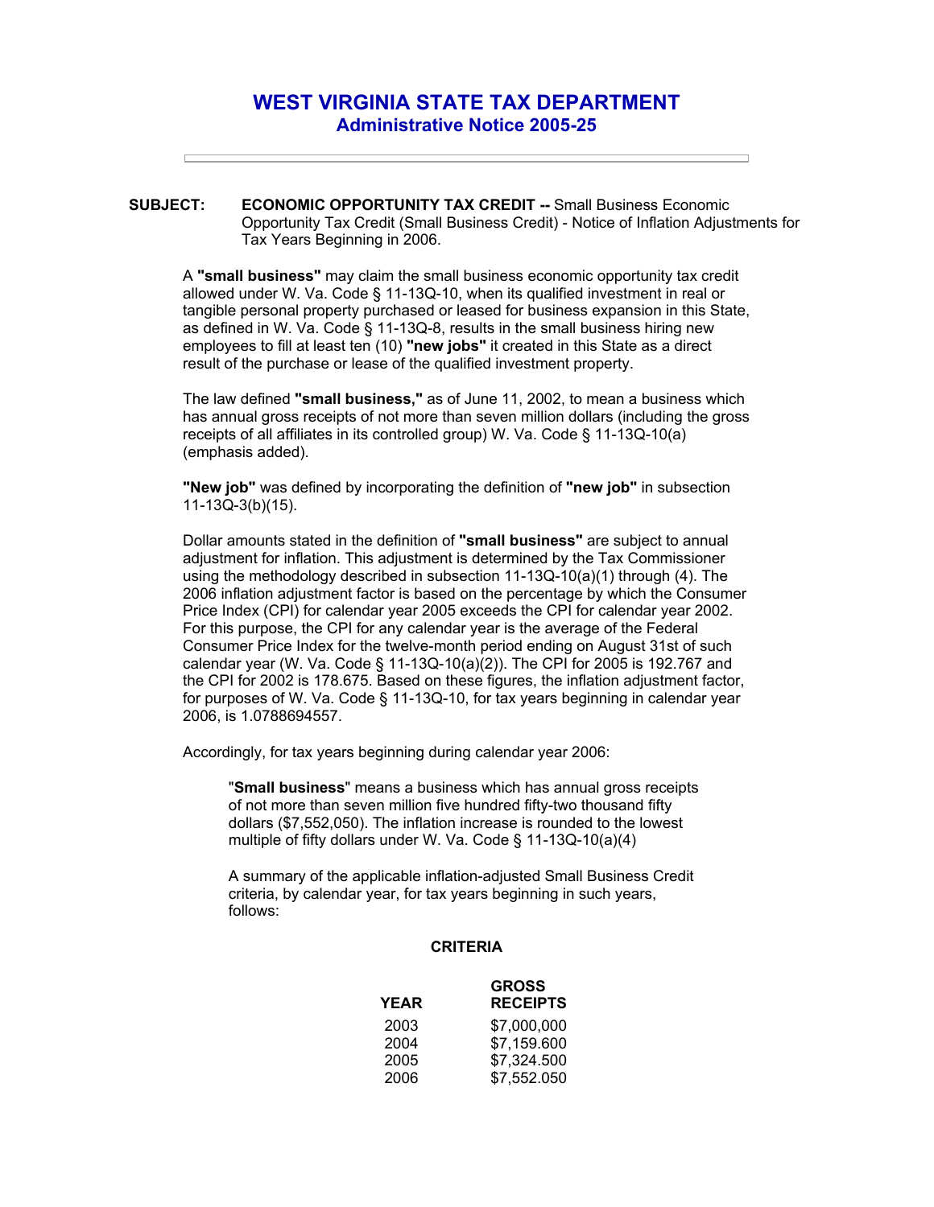# WEST VIRGINIA STATE TAX DEPARTMENT

## Administrative Notice 2005-25

---

**SUBJECT:** **ECONOMIC OPPORTUNITY TAX CREDIT --** Small Business Economic Opportunity Tax Credit (Small Business Credit) - Notice of Inflation Adjustments for Tax Years Beginning in 2006.

A **"small business"** may claim the small business economic opportunity tax credit allowed under W. Va. Code § 11-13Q-10, when its qualified investment in real or tangible personal property purchased or leased for business expansion in this State, as defined in W. Va. Code § 11-13Q-8, results in the small business hiring new employees to fill at least ten (10) **"new jobs"** it created in this State as a direct result of the purchase or lease of the qualified investment property.

The law defined **"small business,"** as of June 11, 2002, to mean a business which has annual gross receipts of not more than seven million dollars (including the gross receipts of all affiliates in its controlled group) W. Va. Code § 11-13Q-10(a) (emphasis added).

**"New job"** was defined by incorporating the definition of **"new job"** in subsection 11-13Q-3(b)(15).

Dollar amounts stated in the definition of **"small business"** are subject to annual adjustment for inflation. This adjustment is determined by the Tax Commissioner using the methodology described in subsection 11-13Q-10(a)(1) through (4). The 2006 inflation adjustment factor is based on the percentage by which the Consumer Price Index (CPI) for calendar year 2005 exceeds the CPI for calendar year 2002. For this purpose, the CPI for any calendar year is the average of the Federal Consumer Price Index for the twelve-month period ending on August 31st of such calendar year (W. Va. Code § 11-13Q-10(a)(2)). The CPI for 2005 is 192.767 and the CPI for 2002 is 178.675. Based on these figures, the inflation adjustment factor, for purposes of W. Va. Code § 11-13Q-10, for tax years beginning in calendar year 2006, is 1.0788694557.

Accordingly, for tax years beginning during calendar year 2006:

> "**Small business**" means a business which has annual gross receipts of not more than seven million five hundred fifty-two thousand fifty dollars ($7,552,050). The inflation increase is rounded to the lowest multiple of fifty dollars under W. Va. Code § 11-13Q-10(a)(4)
>
> A summary of the applicable inflation-adjusted Small Business Credit criteria, by calendar year, for tax years beginning in such years, follows:

**CRITERIA**

| YEAR | GROSS RECEIPTS |
|---|---|
| 2003 | $7,000,000 |
| 2004 | $7,159.600 |
| 2005 | $7,324.500 |
| 2006 | $7,552.050 |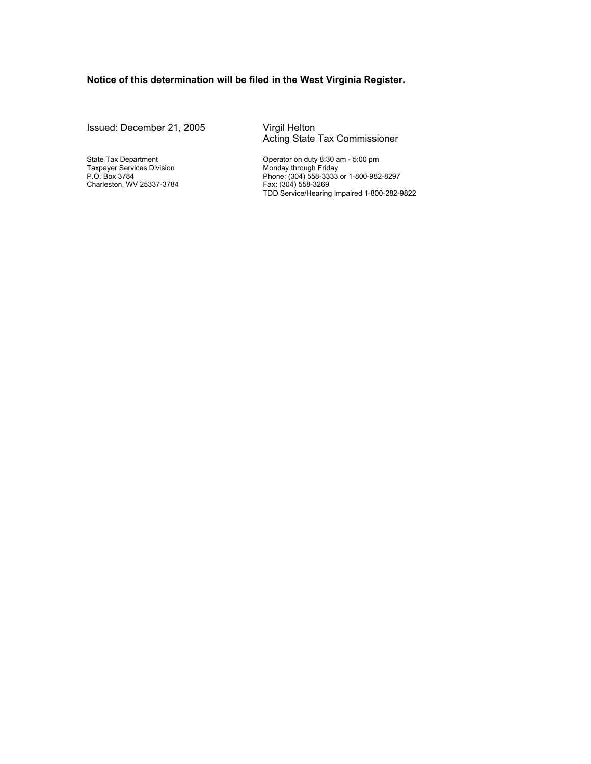**Notice of this determination will be filed in the West Virginia Register.**

Issued: December 21, 2005

Virgil Helton
Acting State Tax Commissioner

State Tax Department
Taxpayer Services Division
P.O. Box 3784
Charleston, WV 25337-3784

Operator on duty 8:30 am - 5:00 pm
Monday through Friday
Phone: (304) 558-3333 or 1-800-982-8297
Fax: (304) 558-3269
TDD Service/Hearing Impaired 1-800-282-9822